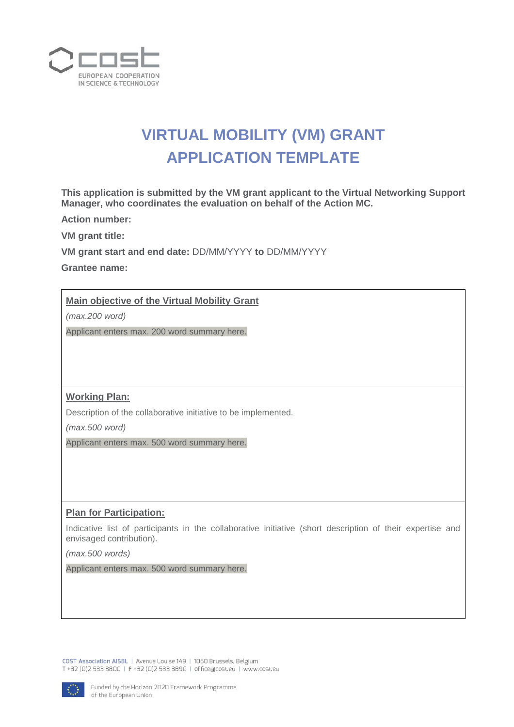# VIRTUAL MOBILITY (VM) GRANT APPLICATION TEMPLATE

**This application is submitted by the VM grant applicant to the Virtual Networking Support Manager, who coordinates the evaluation on behalf of the Action MC.**

**Action number:**

**VM grant title:**

**VM grant start and end date:** DD/MM/YYYY **to** DD/MM/YYYY

**Grantee name:**

**Main objective of the Virtual Mobility Grant**

*(max.200 word)*

Applicant enters max. 200 word summary here.

**Working Plan:**

Description of the collaborative initiative to be implemented.

*(max.500 word)*

Applicant enters max. 500 word summary here.

**Plan for Participation:**

Indicative list of participants in the collaborative initiative (short description of their expertise and envisaged contribution).

*(max.500 words)*

Applicant enters max. 500 word summary here.

COST Association AISBL | Avenue Louise 149 | 1050 Brussels, Belgium
T +32 (0)2 533 3800 | F +32 (0)2 533 3890 | office@cost.eu | www.cost.eu

Funded by the Horizon 2020 Framework Programme of the European Union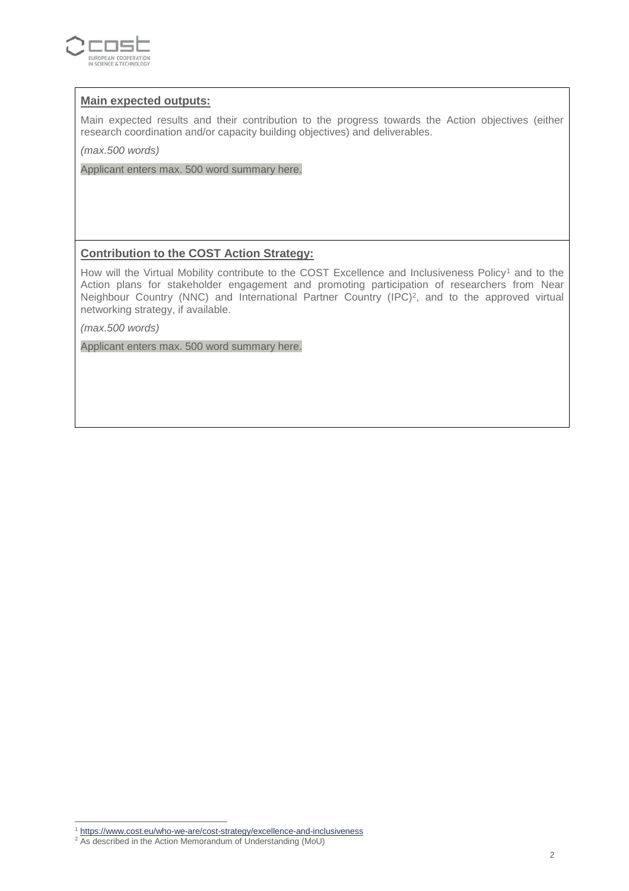**Main expected outputs:**

Main expected results and their contribution to the progress towards the Action objectives (either research coordination and/or capacity building objectives) and deliverables.

*(max.500 words)*

Applicant enters max. 500 word summary here.

**Contribution to the COST Action Strategy:**

How will the Virtual Mobility contribute to the COST Excellence and Inclusiveness Policy[1] and to the Action plans for stakeholder engagement and promoting participation of researchers from Near Neighbour Country (NNC) and International Partner Country (IPC)[2], and to the approved virtual networking strategy, if available.

*(max.500 words)*

Applicant enters max. 500 word summary here.

[1] https://www.cost.eu/who-we-are/cost-strategy/excellence-and-inclusiveness

[2] As described in the Action Memorandum of Understanding (MoU)